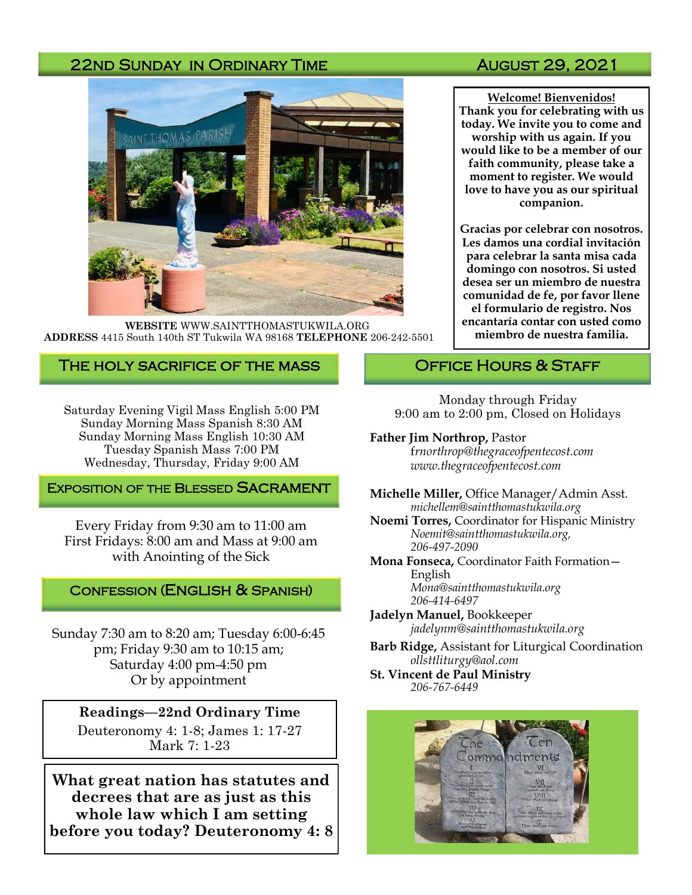# 22nd Sunday in Ordinary Time — August 29, 2021

**WEBSITE** WWW.SAINTTHOMASTUKWILA.ORG
**ADDRESS** 4415 South 140th ST Tukwila WA 98168 **TELEPHONE** 206-242-5501

**Welcome! Bienvenidos!**
**Thank you for celebrating with us today. We invite you to come and worship with us again. If you would like to be a member of our faith community, please take a moment to register. We would love to have you as our spiritual companion.**

**Gracias por celebrar con nosotros. Les damos una cordial invitación para celebrar la santa misa cada domingo con nosotros. Si usted desea ser un miembro de nuestra comunidad de fe, por favor llene el formulario de registro. Nos encantaría contar con usted como miembro de nuestra familia.**

## The Holy Sacrifice of the Mass

Saturday Evening Vigil Mass English 5:00 PM
Sunday Morning Mass Spanish 8:30 AM
Sunday Morning Mass English 10:30 AM
Tuesday Spanish Mass 7:00 PM
Wednesday, Thursday, Friday 9:00 AM

## Exposition of the Blessed Sacrament

Every Friday from 9:30 am to 11:00 am
First Fridays: 8:00 am and Mass at 9:00 am with Anointing of the Sick

## Confession (English & Spanish)

Sunday 7:30 am to 8:20 am; Tuesday 6:00-6:45 pm; Friday 9:30 am to 10:15 am; Saturday 4:00 pm-4:50 pm
Or by appointment

**Readings—22nd Ordinary Time**
Deuteronomy 4: 1-8; James 1: 17-27
Mark 7: 1-23

**What great nation has statutes and decrees that are as just as this whole law which I am setting before you today? Deuteronomy 4: 8**

## Office Hours & Staff

Monday through Friday
9:00 am to 2:00 pm, Closed on Holidays

**Father Jim Northrop,** Pastor
*frnorthrop@thegraceofpentecost.com*
*www.thegraceofpentecost.com*

**Michelle Miller,** Office Manager/Admin Asst.
*michellem@saintthomastukwila.org*

**Noemi Torres,** Coordinator for Hispanic Ministry
*Noemit@saintthomastukwila.org, 206-497-2090*

**Mona Fonseca,** Coordinator Faith Formation—English
*Mona@saintthomastukwila.org*
*206-414-6497*

**Jadelyn Manuel,** Bookkeeper
*jadelynm@saintthomastukwila.org*

**Barb Ridge,** Assistant for Liturgical Coordination
*ollsttliturgy@aol.com*

**St. Vincent de Paul Ministry**
*206-767-6449*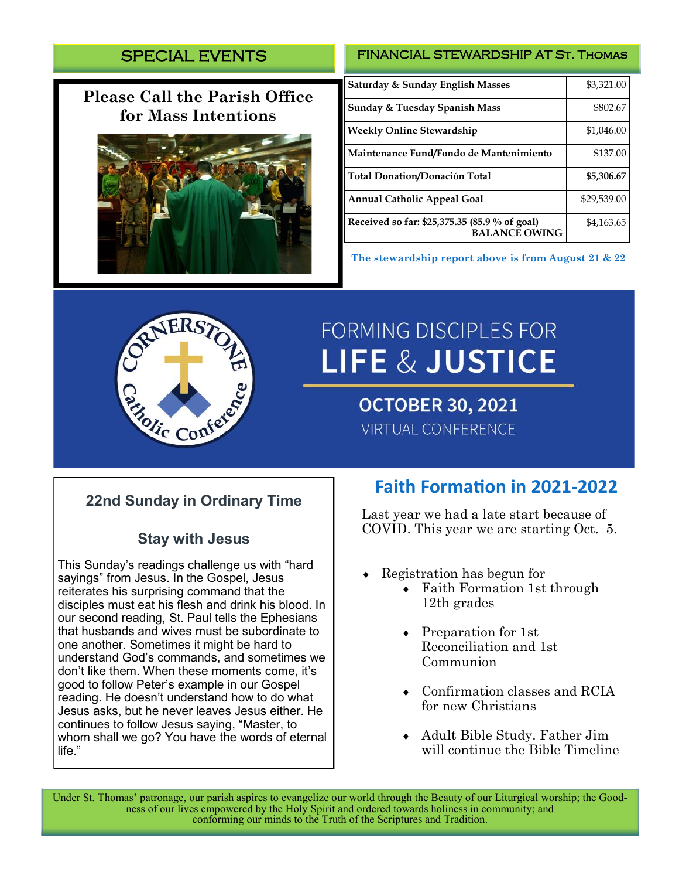## SPECIAL EVENTS

### Please Call the Parish Office for Mass Intentions

## FINANCIAL STEWARDSHIP AT ST. THOMAS

| | |
|---|---|
| Saturday & Sunday English Masses | $3,321.00 |
| Sunday & Tuesday Spanish Mass | $802.67 |
| Weekly Online Stewardship | $1,046.00 |
| Maintenance Fund/Fondo de Mantenimiento | $137.00 |
| **Total Donation/Donación Total** | **$5,306.67** |
| Annual Catholic Appeal Goal | $29,539.00 |
| Received so far: $25,375.35 (85.9 % of goal) BALANCE OWING | $4,163.65 |

**The stewardship report above is from August 21 & 22**

Cornerstone Catholic Conference

# FORMING DISCIPLES FOR LIFE & JUSTICE

**OCTOBER 30, 2021**

VIRTUAL CONFERENCE

### 22nd Sunday in Ordinary Time

### Stay with Jesus

This Sunday's readings challenge us with "hard sayings" from Jesus. In the Gospel, Jesus reiterates his surprising command that the disciples must eat his flesh and drink his blood. In our second reading, St. Paul tells the Ephesians that husbands and wives must be subordinate to one another. Sometimes it might be hard to understand God's commands, and sometimes we don't like them. When these moments come, it's good to follow Peter's example in our Gospel reading. He doesn't understand how to do what Jesus asks, but he never leaves Jesus either. He continues to follow Jesus saying, "Master, to whom shall we go? You have the words of eternal life."

## Faith Formation in 2021-2022

Last year we had a late start because of COVID. This year we are starting Oct. 5.

- Registration has begun for
  - Faith Formation 1st through 12th grades
  - Preparation for 1st Reconciliation and 1st Communion
  - Confirmation classes and RCIA for new Christians
  - Adult Bible Study. Father Jim will continue the Bible Timeline

Under St. Thomas' patronage, our parish aspires to evangelize our world through the Beauty of our Liturgical worship; the Goodness of our lives empowered by the Holy Spirit and ordered towards holiness in community; and conforming our minds to the Truth of the Scriptures and Tradition.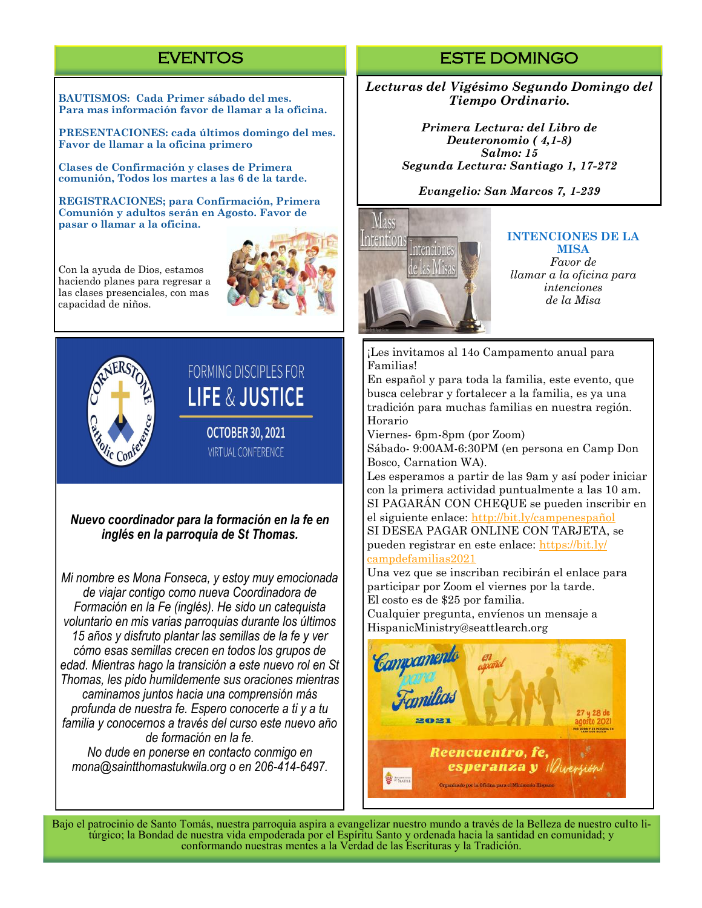## EVENTOS

**BAUTISMOS: Cada Primer sábado del mes. Para mas información favor de llamar a la oficina.**

**PRESENTACIONES: cada últimos domingo del mes. Favor de llamar a la oficina primero**

**Clases de Confirmación y clases de Primera comunión, Todos los martes a las 6 de la tarde.**

**REGISTRACIONES; para Confirmación, Primera Comunión y adultos serán en Agosto. Favor de pasar o llamar a la oficina.**

Con la ayuda de Dios, estamos haciendo planes para regresar a las clases presenciales, con mas capacidad de niños.

Cornerstone Catholic Conference

FORMING DISCIPLES FOR LIFE & JUSTICE

OCTOBER 30, 2021

VIRTUAL CONFERENCE

***Nuevo coordinador para la formación en la fe en inglés en la parroquia de St Thomas.***

*Mi nombre es Mona Fonseca, y estoy muy emocionada de viajar contigo como nueva Coordinadora de Formación en la Fe (inglés). He sido un catequista voluntario en mis varias parroquias durante los últimos 15 años y disfruto plantar las semillas de la fe y ver cómo esas semillas crecen en todos los grupos de edad. Mientras hago la transición a este nuevo rol en St Thomas, les pido humildemente sus oraciones mientras caminamos juntos hacia una comprensión más profunda de nuestra fe. Espero conocerte a ti y a tu familia y conocernos a través del curso este nuevo año de formación en la fe.*

*No dude en ponerse en contacto conmigo en mona@saintthomastukwila.org o en 206-414-6497.*

## ESTE DOMINGO

***Lecturas del Vigésimo Segundo Domingo del Tiempo Ordinario.***

*Primera Lectura: del Libro de Deuteronomio ( 4,1-8)*
*Salmo: 15*
*Segunda Lectura: Santiago 1, 17-272*

*Evangelio: San Marcos 7, 1-239*

Mass Intentions / Intenciones de las Misas

**INTENCIONES DE LA MISA**
*Favor de llamar a la oficina para intenciones de la Misa*

¡Les invitamos al 14o Campamento anual para Familias!
En español y para toda la familia, este evento, que busca celebrar y fortalecer a la familia, es ya una tradición para muchas familias en nuestra región.
Horario
Viernes- 6pm-8pm (por Zoom)
Sábado- 9:00AM-6:30PM (en persona en Camp Don Bosco, Carnation WA).
Les esperamos a partir de las 9am y así poder iniciar con la primera actividad puntualmente a las 10 am.
SI PAGARÁN CON CHEQUE se pueden inscribir en el siguiente enlace: http://bit.ly/campenespañol
SI DESEA PAGAR ONLINE CON TARJETA, se pueden registrar en este enlace: https://bit.ly/campdefamilias2021
Una vez que se inscriban recibirán el enlace para participar por Zoom el viernes por la tarde.
El costo es de $25 por familia.
Cualquier pregunta, envíenos un mensaje a HispanicMinistry@seattlearch.org

Campamento en español para Familias 2021
27 y 28 de agosto 2021
Reencuentro, fe, esperanza y ¡Diversión!
Organizado por la Oficina para el Ministerio Hispano

Bajo el patrocinio de Santo Tomás, nuestra parroquia aspira a evangelizar nuestro mundo a través de la Belleza de nuestro culto litúrgico; la Bondad de nuestra vida empoderada por el Espíritu Santo y ordenada hacia la santidad en comunidad; y conformando nuestras mentes a la Verdad de las Escrituras y la Tradición.